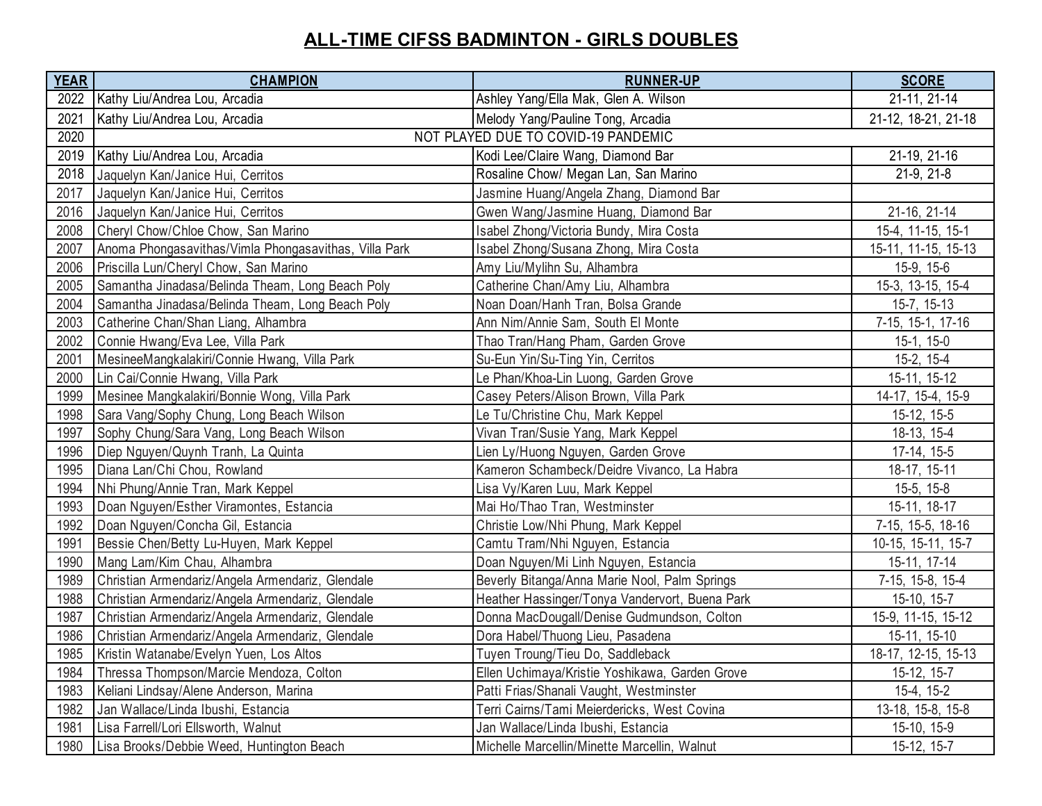# ALL-TIME CIFSS BADMINTON - GIRLS DOUBLES

| YEAR | CHAMPION | RUNNER-UP | SCORE |
|---|---|---|---|
| 2022 | Kathy Liu/Andrea Lou, Arcadia | Ashley Yang/Ella Mak, Glen A. Wilson | 21-11, 21-14 |
| 2021 | Kathy Liu/Andrea Lou, Arcadia | Melody Yang/Pauline Tong, Arcadia | 21-12, 18-21, 21-18 |
| 2020 | NOT PLAYED DUE TO COVID-19 PANDEMIC | | |
| 2019 | Kathy Liu/Andrea Lou, Arcadia | Kodi Lee/Claire Wang, Diamond Bar | 21-19, 21-16 |
| 2018 | Jaquelyn Kan/Janice Hui, Cerritos | Rosaline Chow/ Megan Lan, San Marino | 21-9, 21-8 |
| 2017 | Jaquelyn Kan/Janice Hui, Cerritos | Jasmine Huang/Angela Zhang, Diamond Bar | |
| 2016 | Jaquelyn Kan/Janice Hui, Cerritos | Gwen Wang/Jasmine Huang, Diamond Bar | 21-16, 21-14 |
| 2008 | Cheryl Chow/Chloe Chow, San Marino | Isabel Zhong/Victoria Bundy, Mira Costa | 15-4, 11-15, 15-1 |
| 2007 | Anoma Phongasavithas/Vimla Phongasavithas, Villa Park | Isabel Zhong/Susana Zhong, Mira Costa | 15-11, 11-15, 15-13 |
| 2006 | Priscilla Lun/Cheryl Chow, San Marino | Amy Liu/Mylihn Su, Alhambra | 15-9, 15-6 |
| 2005 | Samantha Jinadasa/Belinda Theam, Long Beach Poly | Catherine Chan/Amy Liu, Alhambra | 15-3, 13-15, 15-4 |
| 2004 | Samantha Jinadasa/Belinda Theam, Long Beach Poly | Noan Doan/Hanh Tran, Bolsa Grande | 15-7, 15-13 |
| 2003 | Catherine Chan/Shan Liang, Alhambra | Ann Nim/Annie Sam, South El Monte | 7-15, 15-1, 17-16 |
| 2002 | Connie Hwang/Eva Lee, Villa Park | Thao Tran/Hang Pham, Garden Grove | 15-1, 15-0 |
| 2001 | MesineeMangkalakiri/Connie Hwang, Villa Park | Su-Eun Yin/Su-Ting Yin, Cerritos | 15-2, 15-4 |
| 2000 | Lin Cai/Connie Hwang, Villa Park | Le Phan/Khoa-Lin Luong, Garden Grove | 15-11, 15-12 |
| 1999 | Mesinee Mangkalakiri/Bonnie Wong, Villa Park | Casey Peters/Alison Brown, Villa Park | 14-17, 15-4, 15-9 |
| 1998 | Sara Vang/Sophy Chung, Long Beach Wilson | Le Tu/Christine Chu, Mark Keppel | 15-12, 15-5 |
| 1997 | Sophy Chung/Sara Vang, Long Beach Wilson | Vivan Tran/Susie Yang, Mark Keppel | 18-13, 15-4 |
| 1996 | Diep Nguyen/Quynh Tranh, La Quinta | Lien Ly/Huong Nguyen, Garden Grove | 17-14, 15-5 |
| 1995 | Diana Lan/Chi Chou, Rowland | Kameron Schambeck/Deidre Vivanco, La Habra | 18-17, 15-11 |
| 1994 | Nhi Phung/Annie Tran, Mark Keppel | Lisa Vy/Karen Luu, Mark Keppel | 15-5, 15-8 |
| 1993 | Doan Nguyen/Esther Viramontes, Estancia | Mai Ho/Thao Tran, Westminster | 15-11, 18-17 |
| 1992 | Doan Nguyen/Concha Gil, Estancia | Christie Low/Nhi Phung, Mark Keppel | 7-15, 15-5, 18-16 |
| 1991 | Bessie Chen/Betty Lu-Huyen, Mark Keppel | Camtu Tram/Nhi Nguyen, Estancia | 10-15, 15-11, 15-7 |
| 1990 | Mang Lam/Kim Chau, Alhambra | Doan Nguyen/Mi Linh Nguyen, Estancia | 15-11, 17-14 |
| 1989 | Christian Armendariz/Angela Armendariz, Glendale | Beverly Bitanga/Anna Marie Nool, Palm Springs | 7-15, 15-8, 15-4 |
| 1988 | Christian Armendariz/Angela Armendariz, Glendale | Heather Hassinger/Tonya Vandervort, Buena Park | 15-10, 15-7 |
| 1987 | Christian Armendariz/Angela Armendariz, Glendale | Donna MacDougall/Denise Gudmundson, Colton | 15-9, 11-15, 15-12 |
| 1986 | Christian Armendariz/Angela Armendariz, Glendale | Dora Habel/Thuong Lieu, Pasadena | 15-11, 15-10 |
| 1985 | Kristin Watanabe/Evelyn Yuen, Los Altos | Tuyen Troung/Tieu Do, Saddleback | 18-17, 12-15, 15-13 |
| 1984 | Thressa Thompson/Marcie Mendoza, Colton | Ellen Uchimaya/Kristie Yoshikawa, Garden Grove | 15-12, 15-7 |
| 1983 | Keliani Lindsay/Alene Anderson, Marina | Patti Frias/Shanali Vaught, Westminster | 15-4, 15-2 |
| 1982 | Jan Wallace/Linda Ibushi, Estancia | Terri Cairns/Tami Meierdericks, West Covina | 13-18, 15-8, 15-8 |
| 1981 | Lisa Farrell/Lori Ellsworth, Walnut | Jan Wallace/Linda Ibushi, Estancia | 15-10, 15-9 |
| 1980 | Lisa Brooks/Debbie Weed, Huntington Beach | Michelle Marcellin/Minette Marcellin, Walnut | 15-12, 15-7 |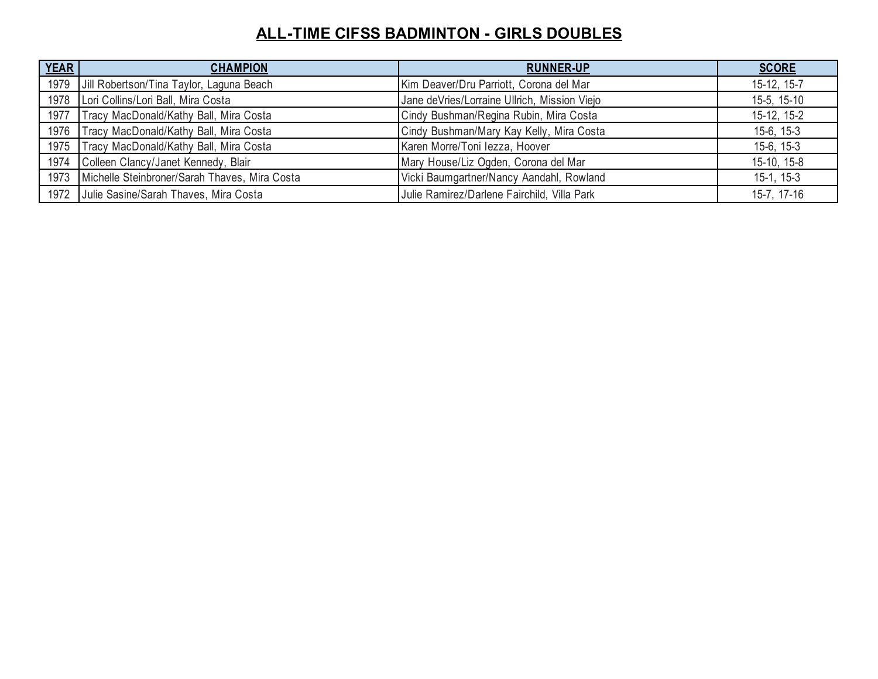# ALL-TIME CIFSS BADMINTON - GIRLS DOUBLES

| YEAR | CHAMPION | RUNNER-UP | SCORE |
|---|---|---|---|
| 1979 | Jill Robertson/Tina Taylor, Laguna Beach | Kim Deaver/Dru Parriott, Corona del Mar | 15-12, 15-7 |
| 1978 | Lori Collins/Lori Ball, Mira Costa | Jane deVries/Lorraine Ullrich, Mission Viejo | 15-5, 15-10 |
| 1977 | Tracy MacDonald/Kathy Ball, Mira Costa | Cindy Bushman/Regina Rubin, Mira Costa | 15-12, 15-2 |
| 1976 | Tracy MacDonald/Kathy Ball, Mira Costa | Cindy Bushman/Mary Kay Kelly, Mira Costa | 15-6, 15-3 |
| 1975 | Tracy MacDonald/Kathy Ball, Mira Costa | Karen Morre/Toni Iezza, Hoover | 15-6, 15-3 |
| 1974 | Colleen Clancy/Janet Kennedy, Blair | Mary House/Liz Ogden, Corona del Mar | 15-10, 15-8 |
| 1973 | Michelle Steinbroner/Sarah Thaves, Mira Costa | Vicki Baumgartner/Nancy Aandahl, Rowland | 15-1, 15-3 |
| 1972 | Julie Sasine/Sarah Thaves, Mira Costa | Julie Ramirez/Darlene Fairchild, Villa Park | 15-7, 17-16 |